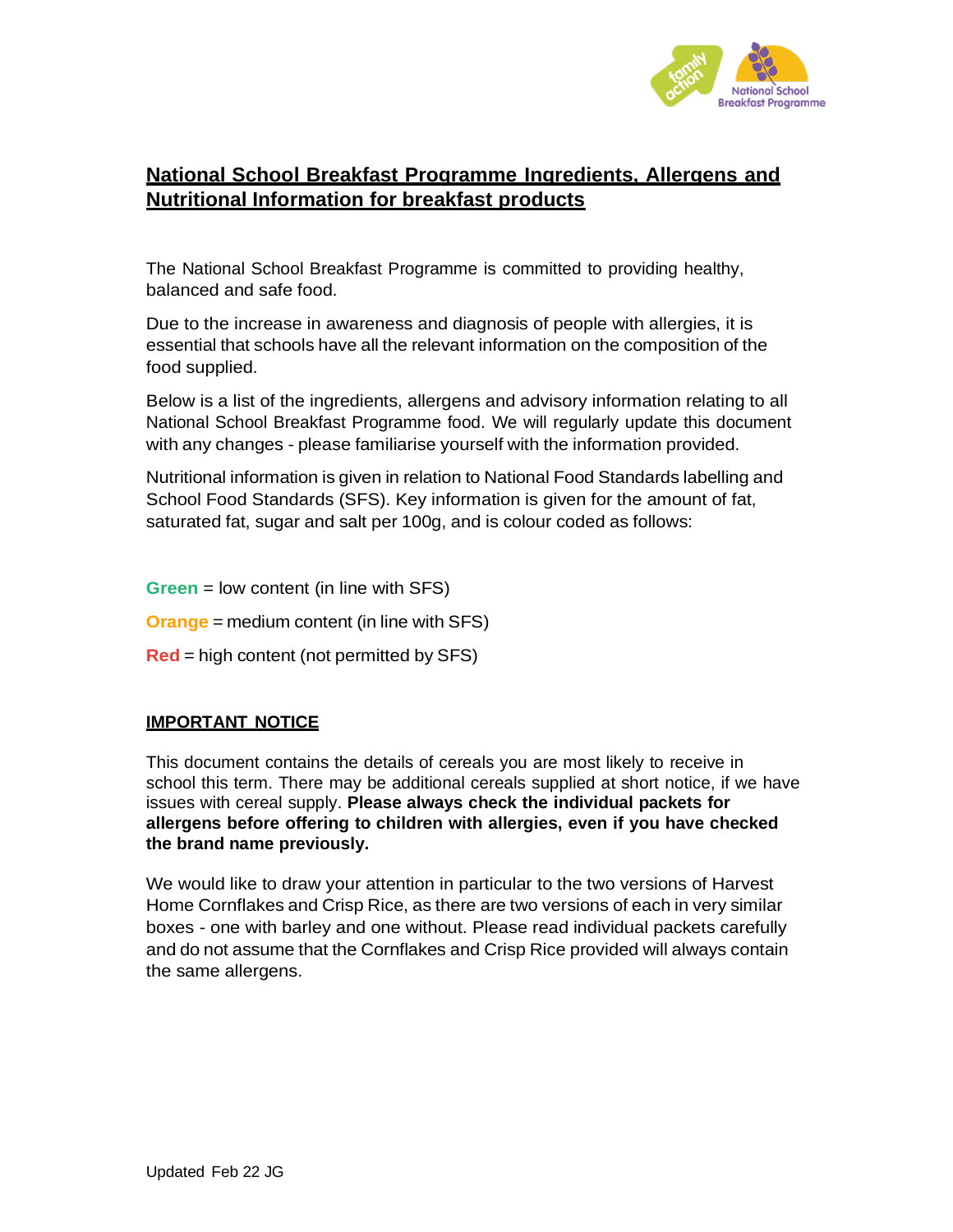# National School Breakfast Programme Ingredients, Allergens and Nutritional Information for breakfast products

The National School Breakfast Programme is committed to providing healthy, balanced and safe food.

Due to the increase in awareness and diagnosis of people with allergies, it is essential that schools have all the relevant information on the composition of the food supplied.

Below is a list of the ingredients, allergens and advisory information relating to all National School Breakfast Programme food. We will regularly update this document with any changes - please familiarise yourself with the information provided.

Nutritional information is given in relation to National Food Standards labelling and School Food Standards (SFS). Key information is given for the amount of fat, saturated fat, sugar and salt per 100g, and is colour coded as follows:

**Green** = low content (in line with SFS)

**Orange** = medium content (in line with SFS)

**Red** = high content (not permitted by SFS)

## IMPORTANT NOTICE

This document contains the details of cereals you are most likely to receive in school this term. There may be additional cereals supplied at short notice, if we have issues with cereal supply. **Please always check the individual packets for allergens before offering to children with allergies, even if you have checked the brand name previously.**

We would like to draw your attention in particular to the two versions of Harvest Home Cornflakes and Crisp Rice, as there are two versions of each in very similar boxes - one with barley and one without. Please read individual packets carefully and do not assume that the Cornflakes and Crisp Rice provided will always contain the same allergens.

Updated Feb 22 JG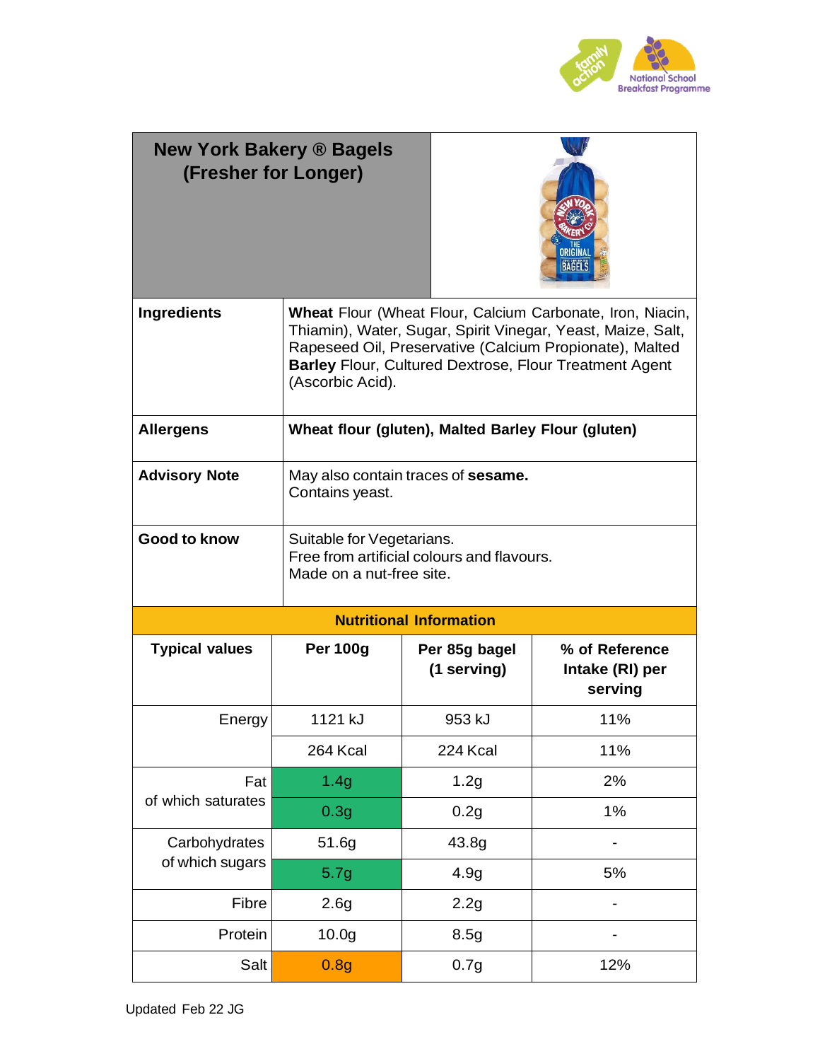# New York Bakery ® Bagels (Fresher for Longer)

| | |
|---|---|
| **Ingredients** | **Wheat** Flour (Wheat Flour, Calcium Carbonate, Iron, Niacin, Thiamin), Water, Sugar, Spirit Vinegar, Yeast, Maize, Salt, Rapeseed Oil, Preservative (Calcium Propionate), Malted **Barley** Flour, Cultured Dextrose, Flour Treatment Agent (Ascorbic Acid). |
| **Allergens** | **Wheat flour (gluten), Malted Barley Flour (gluten)** |
| **Advisory Note** | May also contain traces of **sesame.** Contains yeast. |
| **Good to know** | Suitable for Vegetarians. Free from artificial colours and flavours. Made on a nut-free site. |

**Nutritional Information**

| Typical values | Per 100g | Per 85g bagel (1 serving) | % of Reference Intake (RI) per serving |
|---|---|---|---|
| Energy | 1121 kJ | 953 kJ | 11% |
| | 264 Kcal | 224 Kcal | 11% |
| Fat | 1.4g | 1.2g | 2% |
| of which saturates | 0.3g | 0.2g | 1% |
| Carbohydrates | 51.6g | 43.8g | - |
| of which sugars | 5.7g | 4.9g | 5% |
| Fibre | 2.6g | 2.2g | - |
| Protein | 10.0g | 8.5g | - |
| Salt | 0.8g | 0.7g | 12% |

Updated Feb 22 JG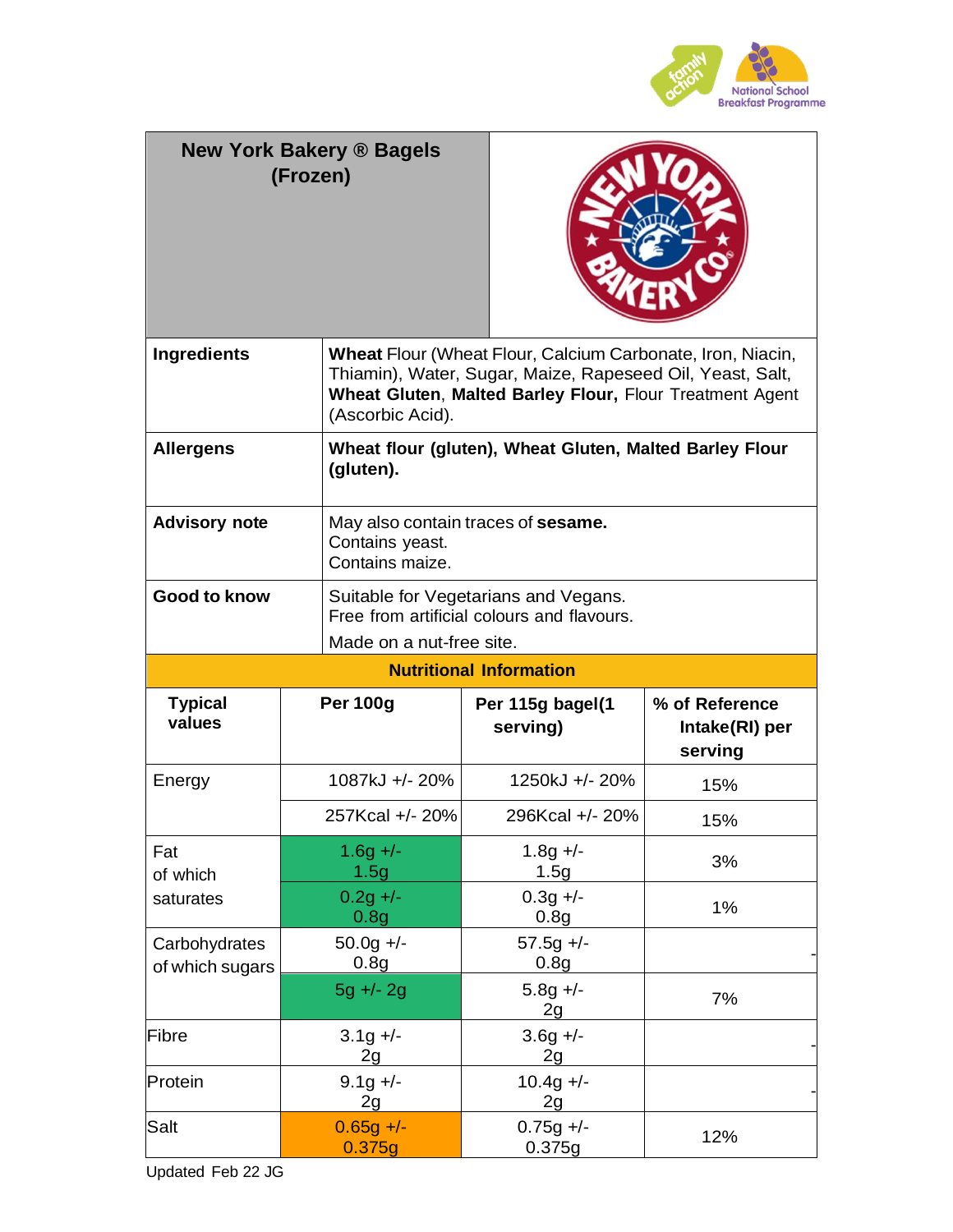# New York Bakery ® Bagels (Frozen)

| | |
|---|---|
| **Ingredients** | **Wheat** Flour (Wheat Flour, Calcium Carbonate, Iron, Niacin, Thiamin), Water, Sugar, Maize, Rapeseed Oil, Yeast, Salt, **Wheat Gluten**, **Malted Barley Flour,** Flour Treatment Agent (Ascorbic Acid). |
| **Allergens** | **Wheat flour (gluten), Wheat Gluten, Malted Barley Flour (gluten).** |
| **Advisory note** | May also contain traces of **sesame.** Contains yeast. Contains maize. |
| **Good to know** | Suitable for Vegetarians and Vegans. Free from artificial colours and flavours. Made on a nut-free site. |

## Nutritional Information

| Typical values | Per 100g | Per 115g bagel(1 serving) | % of Reference Intake(RI) per serving |
|---|---|---|---|
| Energy | 1087kJ +/- 20% | 1250kJ +/- 20% | 15% |
| | 257Kcal +/- 20% | 296Kcal +/- 20% | 15% |
| Fat | 1.6g +/- 1.5g | 1.8g +/- 1.5g | 3% |
| of which saturates | 0.2g +/- 0.8g | 0.3g +/- 0.8g | 1% |
| Carbohydrates | 50.0g +/- 0.8g | 57.5g +/- 0.8g | - |
| of which sugars | 5g +/- 2g | 5.8g +/- 2g | 7% |
| Fibre | 3.1g +/- 2g | 3.6g +/- 2g | - |
| Protein | 9.1g +/- 2g | 10.4g +/- 2g | - |
| Salt | 0.65g +/- 0.375g | 0.75g +/- 0.375g | 12% |

Updated Feb 22 JG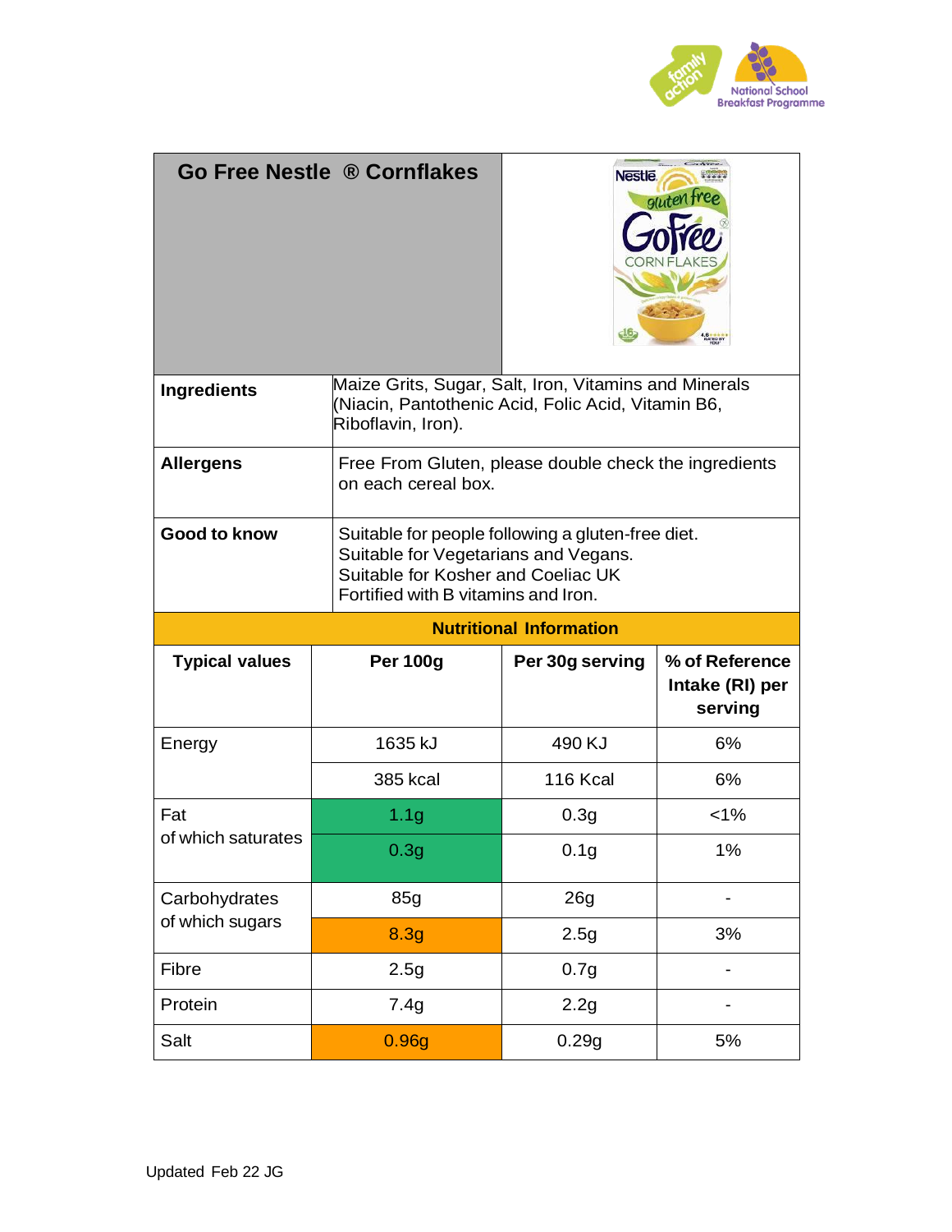## Go Free Nestle ® Cornflakes

| | |
|---|---|
| **Ingredients** | Maize Grits, Sugar, Salt, Iron, Vitamins and Minerals (Niacin, Pantothenic Acid, Folic Acid, Vitamin B6, Riboflavin, Iron). |
| **Allergens** | Free From Gluten, please double check the ingredients on each cereal box. |
| **Good to know** | Suitable for people following a gluten-free diet.<br>Suitable for Vegetarians and Vegans.<br>Suitable for Kosher and Coeliac UK<br>Fortified with B vitamins and Iron. |

**Nutritional Information**

| Typical values | Per 100g | Per 30g serving | % of Reference Intake (RI) per serving |
|---|---|---|---|
| Energy | 1635 kJ | 490 KJ | 6% |
| | 385 kcal | 116 Kcal | 6% |
| Fat | 1.1g | 0.3g | <1% |
| of which saturates | 0.3g | 0.1g | 1% |
| Carbohydrates | 85g | 26g | - |
| of which sugars | 8.3g | 2.5g | 3% |
| Fibre | 2.5g | 0.7g | - |
| Protein | 7.4g | 2.2g | - |
| Salt | 0.96g | 0.29g | 5% |

Updated Feb 22 JG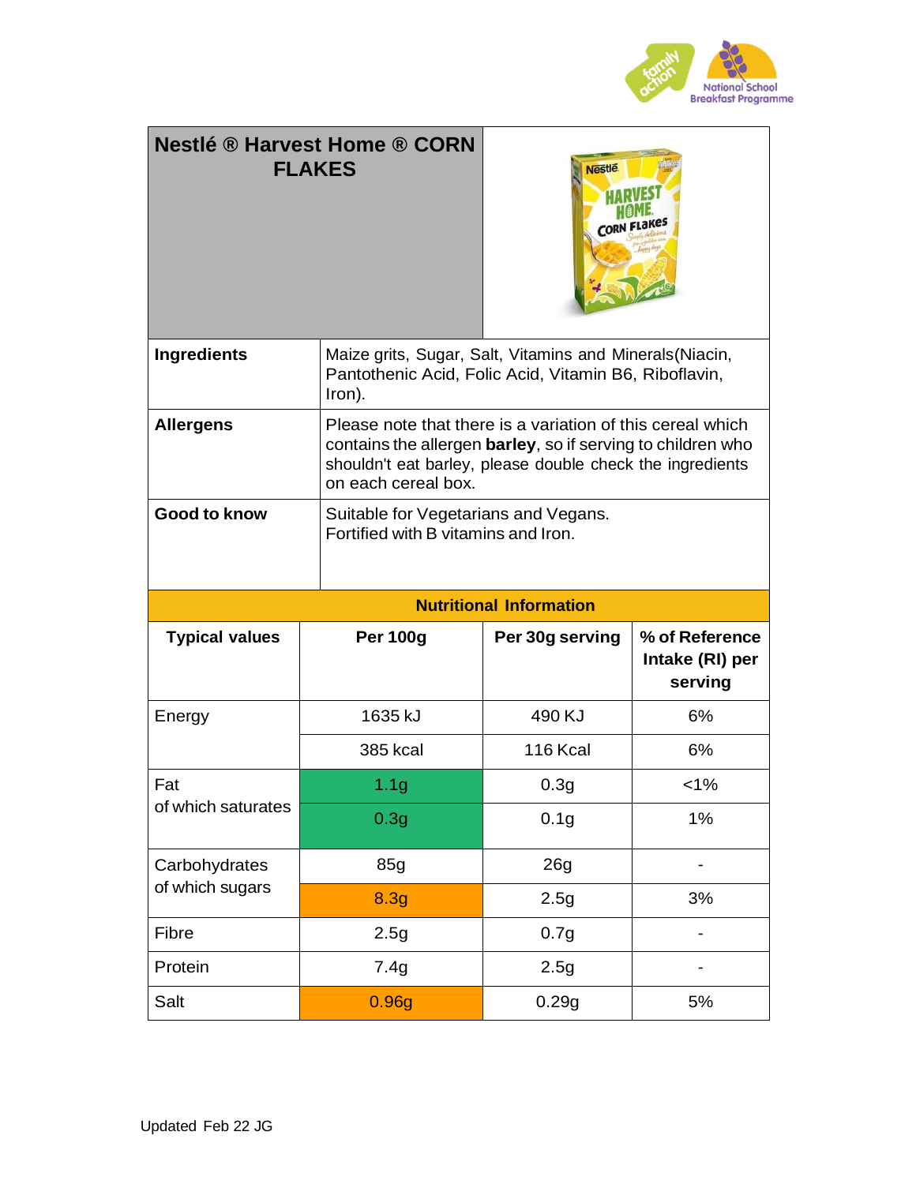# Nestlé ® Harvest Home ® CORN FLAKES

| | |
|---|---|
| **Ingredients** | Maize grits, Sugar, Salt, Vitamins and Minerals(Niacin, Pantothenic Acid, Folic Acid, Vitamin B6, Riboflavin, Iron). |
| **Allergens** | Please note that there is a variation of this cereal which contains the allergen **barley**, so if serving to children who shouldn't eat barley, please double check the ingredients on each cereal box. |
| **Good to know** | Suitable for Vegetarians and Vegans.<br>Fortified with B vitamins and Iron. |

**Nutritional Information**

| Typical values | Per 100g | Per 30g serving | % of Reference Intake (RI) per serving |
|---|---|---|---|
| Energy | 1635 kJ | 490 KJ | 6% |
| | 385 kcal | 116 Kcal | 6% |
| Fat | 1.1g | 0.3g | <1% |
| of which saturates | 0.3g | 0.1g | 1% |
| Carbohydrates | 85g | 26g | - |
| of which sugars | 8.3g | 2.5g | 3% |
| Fibre | 2.5g | 0.7g | - |
| Protein | 7.4g | 2.5g | - |
| Salt | 0.96g | 0.29g | 5% |

Updated Feb 22 JG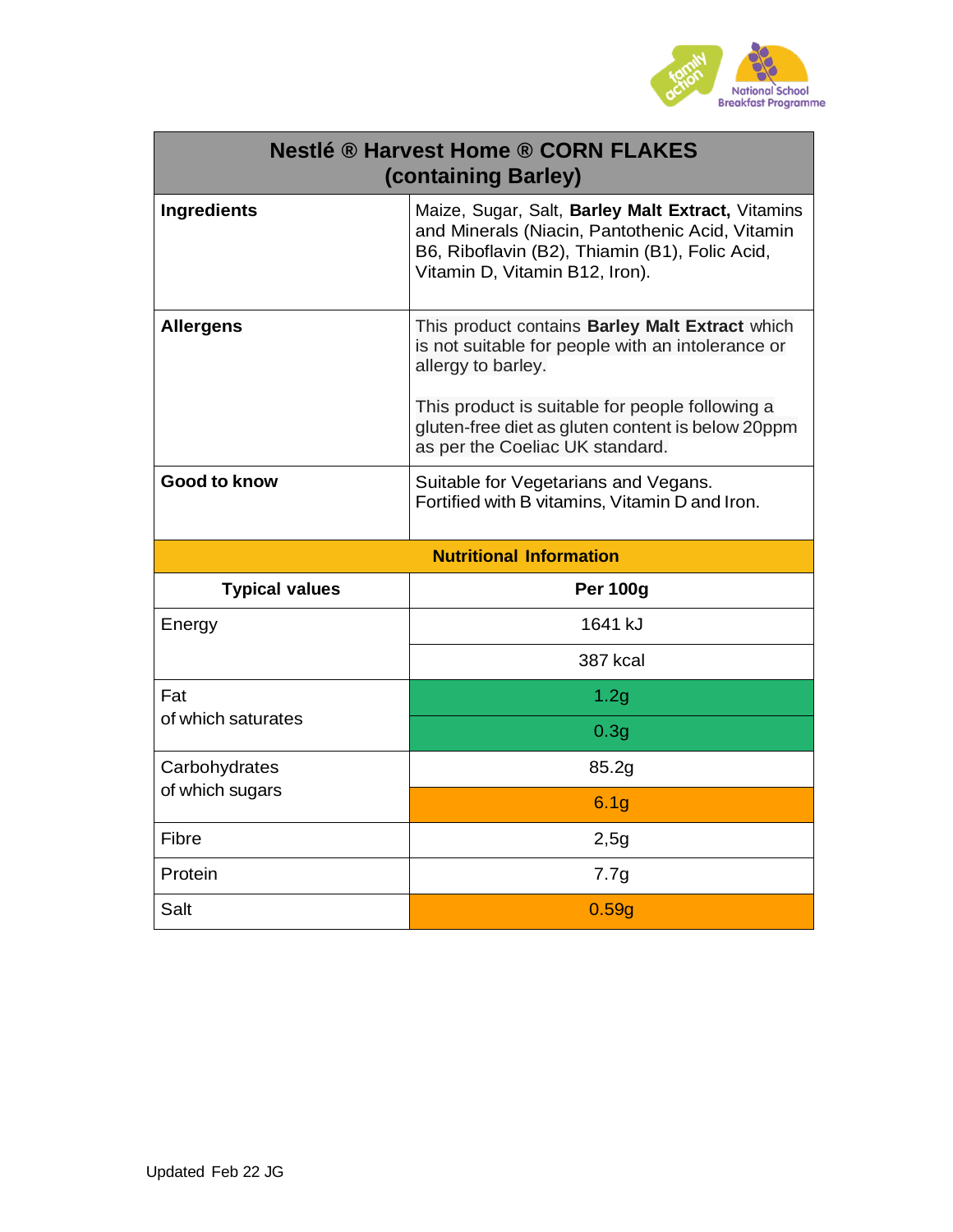| Nestlé ® Harvest Home ® CORN FLAKES (containing Barley) | |
|---|---|
| **Ingredients** | Maize, Sugar, Salt, **Barley Malt Extract,** Vitamins and Minerals (Niacin, Pantothenic Acid, Vitamin B6, Riboflavin (B2), Thiamin (B1), Folic Acid, Vitamin D, Vitamin B12, Iron). |
| **Allergens** | This product contains **Barley Malt Extract** which is not suitable for people with an intolerance or allergy to barley.<br><br>This product is suitable for people following a gluten-free diet as gluten content is below 20ppm as per the Coeliac UK standard. |
| **Good to know** | Suitable for Vegetarians and Vegans.<br>Fortified with B vitamins, Vitamin D and Iron. |
| **Nutritional Information** | |
| **Typical values** | **Per 100g** |
| Energy | 1641 kJ |
| | 387 kcal |
| Fat | 1.2g |
| of which saturates | 0.3g |
| Carbohydrates | 85.2g |
| of which sugars | 6.1g |
| Fibre | 2,5g |
| Protein | 7.7g |
| Salt | 0.59g |

Updated Feb 22 JG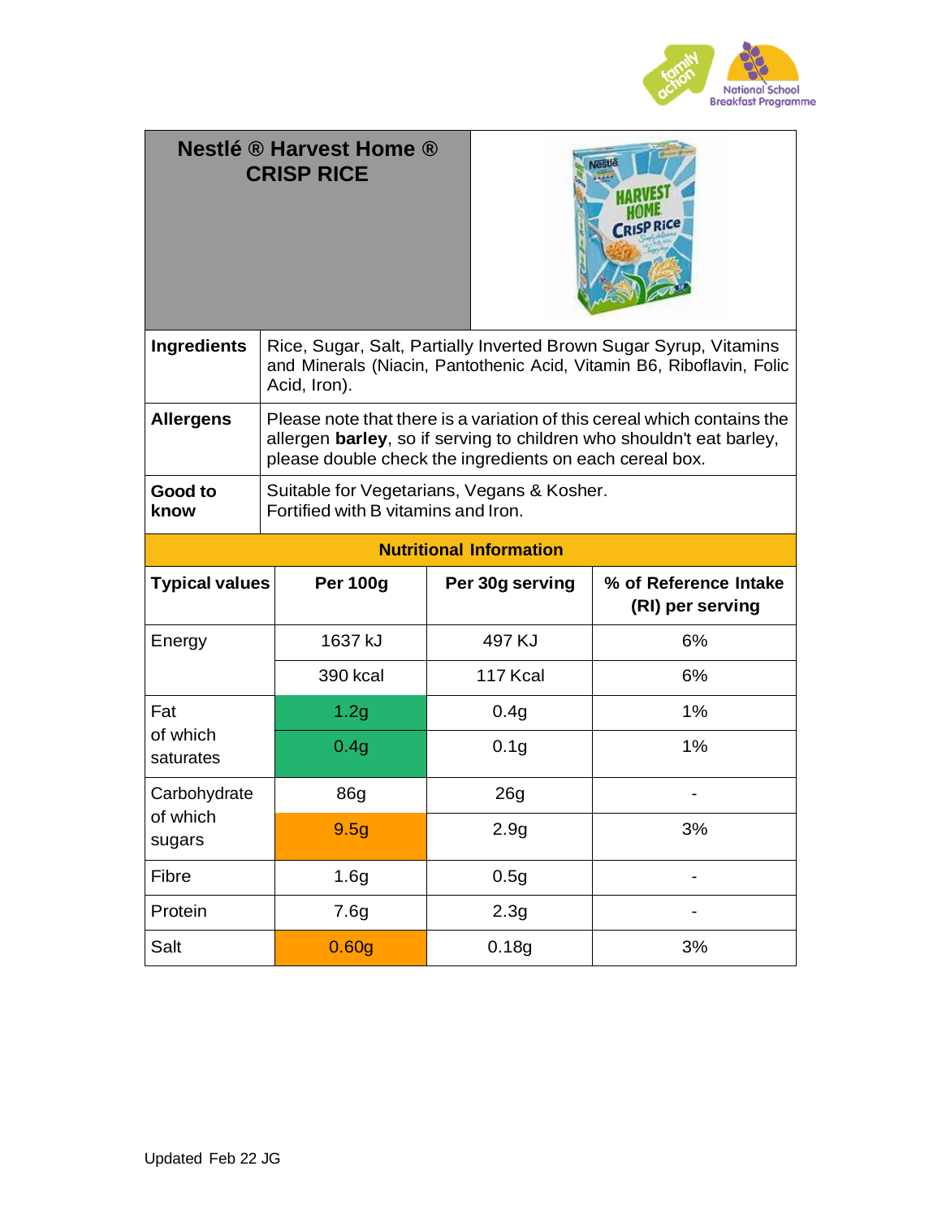# Nestlé ® Harvest Home ® CRISP RICE

| | |
|---|---|
| **Ingredients** | Rice, Sugar, Salt, Partially Inverted Brown Sugar Syrup, Vitamins and Minerals (Niacin, Pantothenic Acid, Vitamin B6, Riboflavin, Folic Acid, Iron). |
| **Allergens** | Please note that there is a variation of this cereal which contains the allergen **barley**, so if serving to children who shouldn't eat barley, please double check the ingredients on each cereal box. |
| **Good to know** | Suitable for Vegetarians, Vegans & Kosher. Fortified with B vitamins and Iron. |

**Nutritional Information**

| Typical values | Per 100g | Per 30g serving | % of Reference Intake (RI) per serving |
|---|---|---|---|
| Energy | 1637 kJ | 497 KJ | 6% |
| | 390 kcal | 117 Kcal | 6% |
| Fat | 1.2g | 0.4g | 1% |
| of which saturates | 0.4g | 0.1g | 1% |
| Carbohydrate | 86g | 26g | - |
| of which sugars | 9.5g | 2.9g | 3% |
| Fibre | 1.6g | 0.5g | - |
| Protein | 7.6g | 2.3g | - |
| Salt | 0.60g | 0.18g | 3% |

Updated Feb 22 JG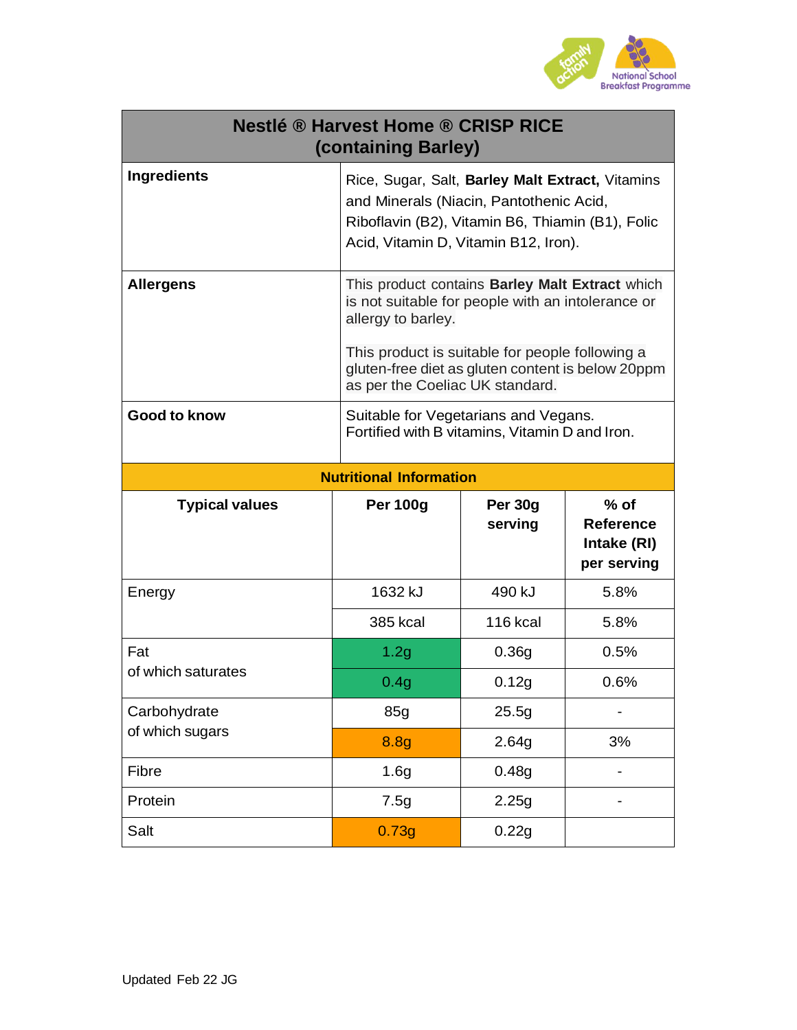## Nestlé ® Harvest Home ® CRISP RICE (containing Barley)

| | |
|---|---|
| **Ingredients** | Rice, Sugar, Salt, **Barley Malt Extract,** Vitamins and Minerals (Niacin, Pantothenic Acid, Riboflavin (B2), Vitamin B6, Thiamin (B1), Folic Acid, Vitamin D, Vitamin B12, Iron). |
| **Allergens** | This product contains **Barley Malt Extract** which is not suitable for people with an intolerance or allergy to barley.<br><br>This product is suitable for people following a gluten-free diet as gluten content is below 20ppm as per the Coeliac UK standard. |
| **Good to know** | Suitable for Vegetarians and Vegans.<br>Fortified with B vitamins, Vitamin D and Iron. |

**Nutritional Information**

| Typical values | Per 100g | Per 30g serving | % of Reference Intake (RI) per serving |
|---|---|---|---|
| Energy | 1632 kJ | 490 kJ | 5.8% |
| | 385 kcal | 116 kcal | 5.8% |
| Fat | 1.2g | 0.36g | 0.5% |
| of which saturates | 0.4g | 0.12g | 0.6% |
| Carbohydrate | 85g | 25.5g | - |
| of which sugars | 8.8g | 2.64g | 3% |
| Fibre | 1.6g | 0.48g | - |
| Protein | 7.5g | 2.25g | - |
| Salt | 0.73g | 0.22g | |

Updated Feb 22 JG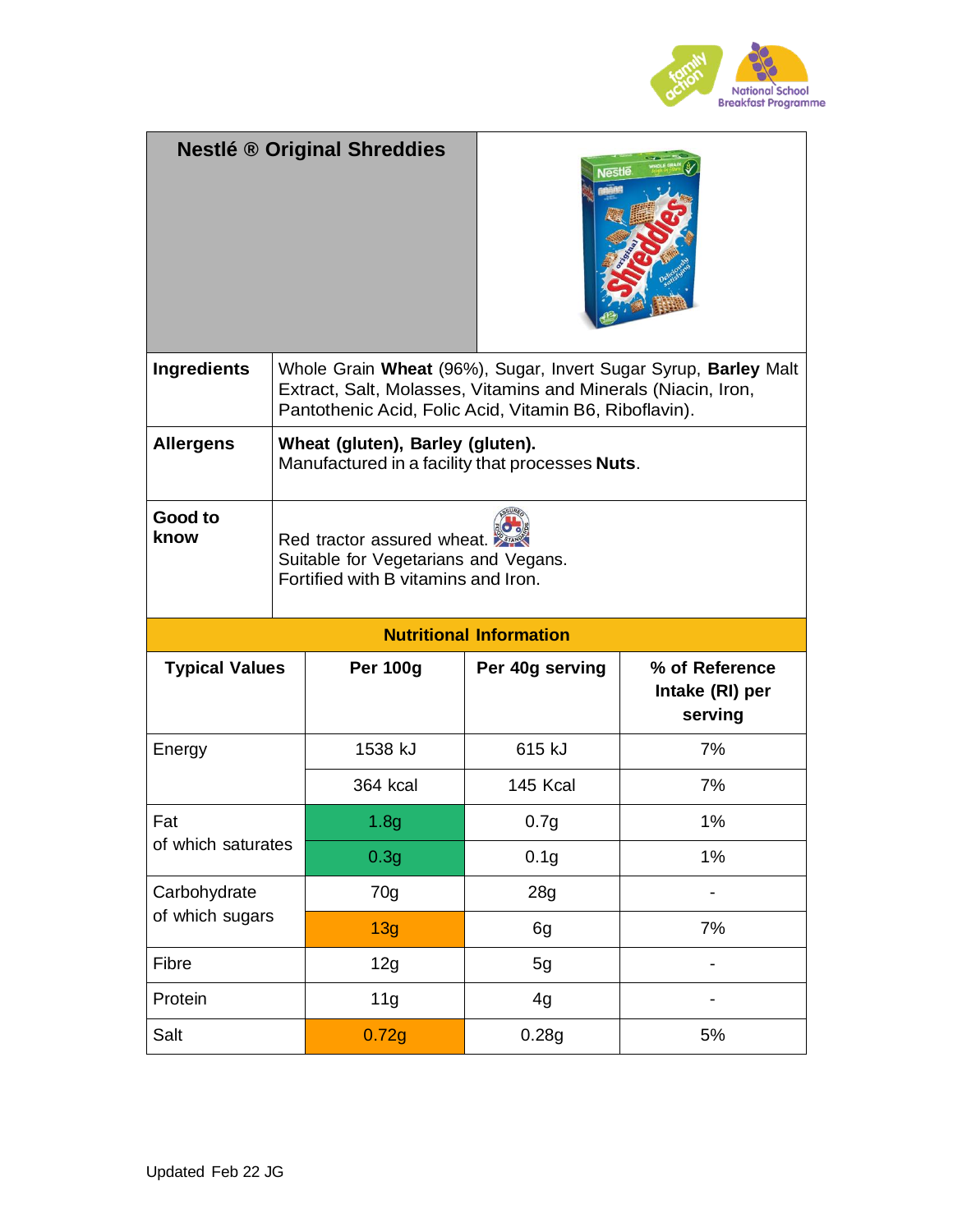## Nestlé ® Original Shreddies

| | |
|---|---|
| **Ingredients** | Whole Grain **Wheat** (96%), Sugar, Invert Sugar Syrup, **Barley** Malt Extract, Salt, Molasses, Vitamins and Minerals (Niacin, Iron, Pantothenic Acid, Folic Acid, Vitamin B6, Riboflavin). |
| **Allergens** | **Wheat (gluten), Barley (gluten).** Manufactured in a facility that processes **Nuts**. |
| **Good to know** | Red tractor assured wheat. Suitable for Vegetarians and Vegans. Fortified with B vitamins and Iron. |

**Nutritional Information**

| Typical Values | Per 100g | Per 40g serving | % of Reference Intake (RI) per serving |
|---|---|---|---|
| Energy | 1538 kJ | 615 kJ | 7% |
| | 364 kcal | 145 Kcal | 7% |
| Fat | 1.8g | 0.7g | 1% |
| of which saturates | 0.3g | 0.1g | 1% |
| Carbohydrate | 70g | 28g | - |
| of which sugars | 13g | 6g | 7% |
| Fibre | 12g | 5g | - |
| Protein | 11g | 4g | - |
| Salt | 0.72g | 0.28g | 5% |

Updated Feb 22 JG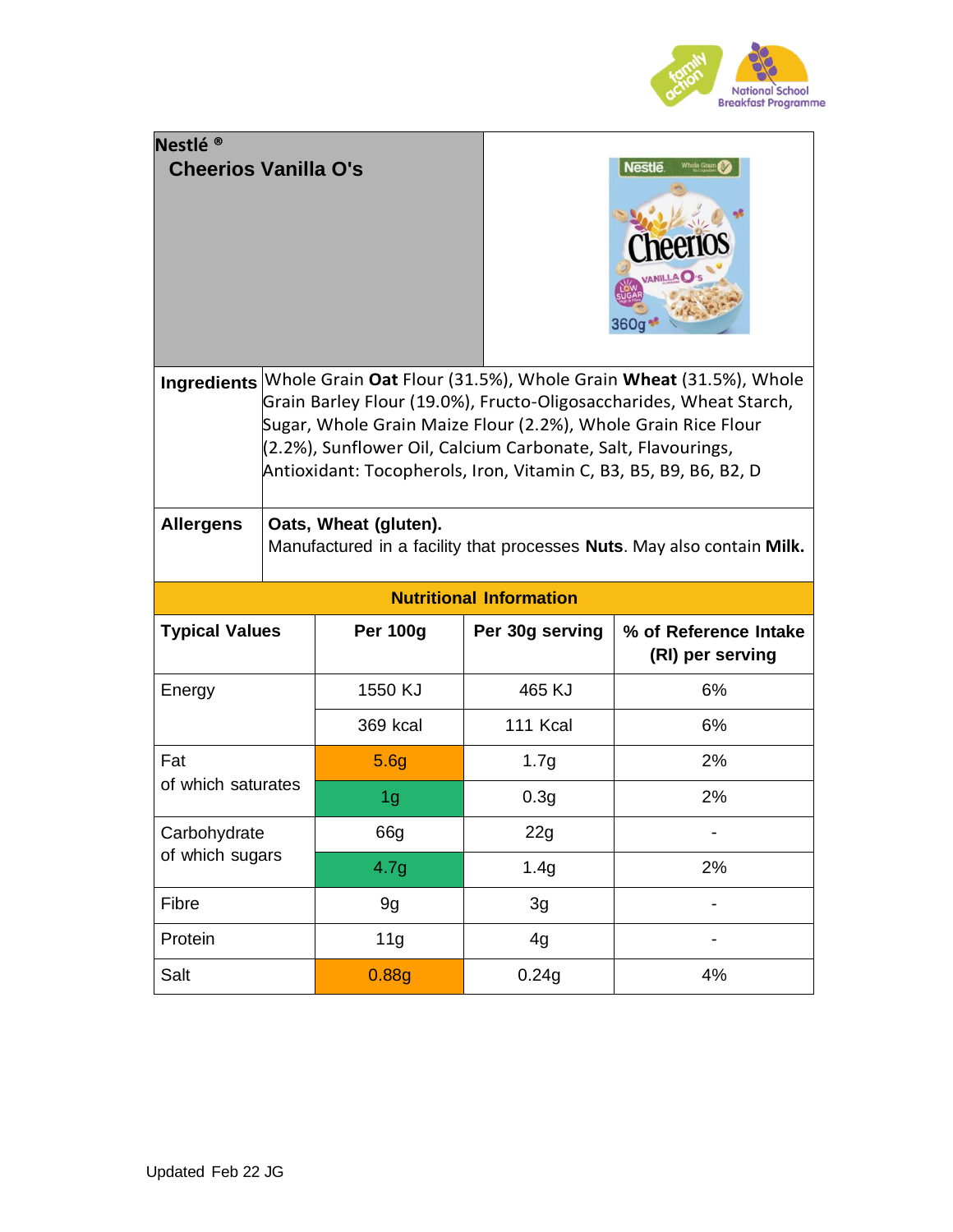**Nestlé ®**

**Cheerios Vanilla O's**

| | |
|---|---|
| **Ingredients** | Whole Grain **Oat** Flour (31.5%), Whole Grain **Wheat** (31.5%), Whole Grain Barley Flour (19.0%), Fructo-Oligosaccharides, Wheat Starch, Sugar, Whole Grain Maize Flour (2.2%), Whole Grain Rice Flour (2.2%), Sunflower Oil, Calcium Carbonate, Salt, Flavourings, Antioxidant: Tocopherols, Iron, Vitamin C, B3, B5, B9, B6, B2, D |
| **Allergens** | **Oats, Wheat (gluten).** Manufactured in a facility that processes **Nuts**. May also contain **Milk.** |

**Nutritional Information**

| Typical Values | Per 100g | Per 30g serving | % of Reference Intake (RI) per serving |
|---|---|---|---|
| Energy | 1550 KJ | 465 KJ | 6% |
| | 369 kcal | 111 Kcal | 6% |
| Fat | 5.6g | 1.7g | 2% |
| of which saturates | 1g | 0.3g | 2% |
| Carbohydrate | 66g | 22g | - |
| of which sugars | 4.7g | 1.4g | 2% |
| Fibre | 9g | 3g | - |
| Protein | 11g | 4g | - |
| Salt | 0.88g | 0.24g | 4% |

Updated Feb 22 JG